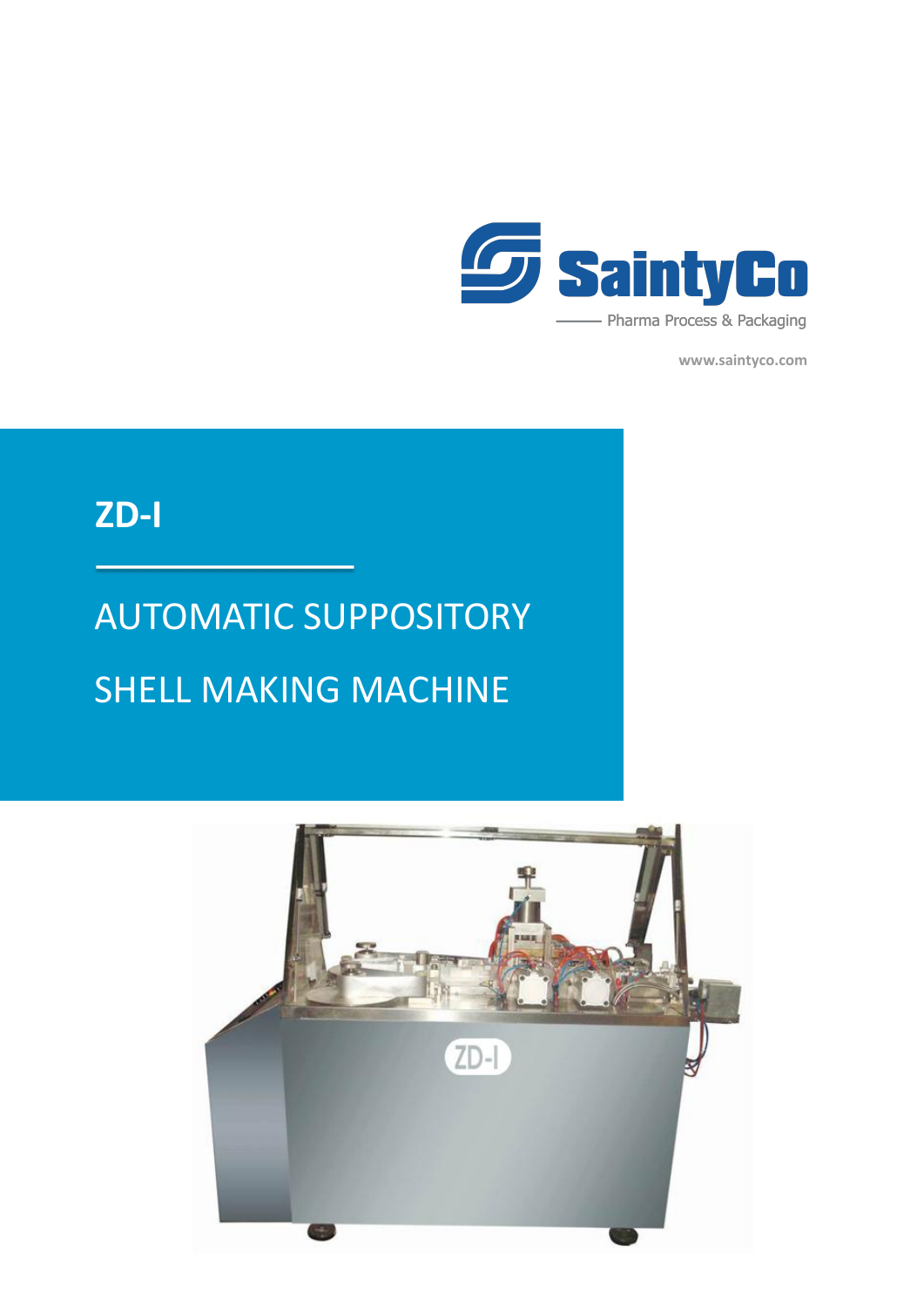SaintyCo

Pharma Process & Packaging

www.saintyco.com

# ZD-I

## AUTOMATIC SUPPOSITORY SHELL MAKING MACHINE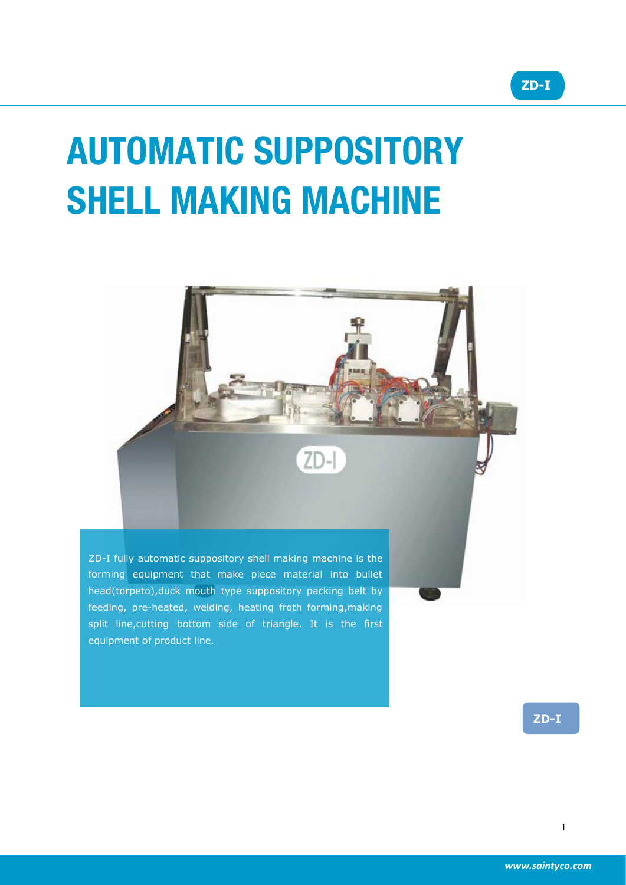# AUTOMATIC SUPPOSITORY SHELL MAKING MACHINE

ZD-I fully automatic suppository shell making machine is the forming equipment that make piece material into bullet head(torpeto),duck mouth type suppository packing belt by feeding, pre-heated, welding, heating froth forming,making split line,cutting bottom side of triangle. It is the first equipment of product line.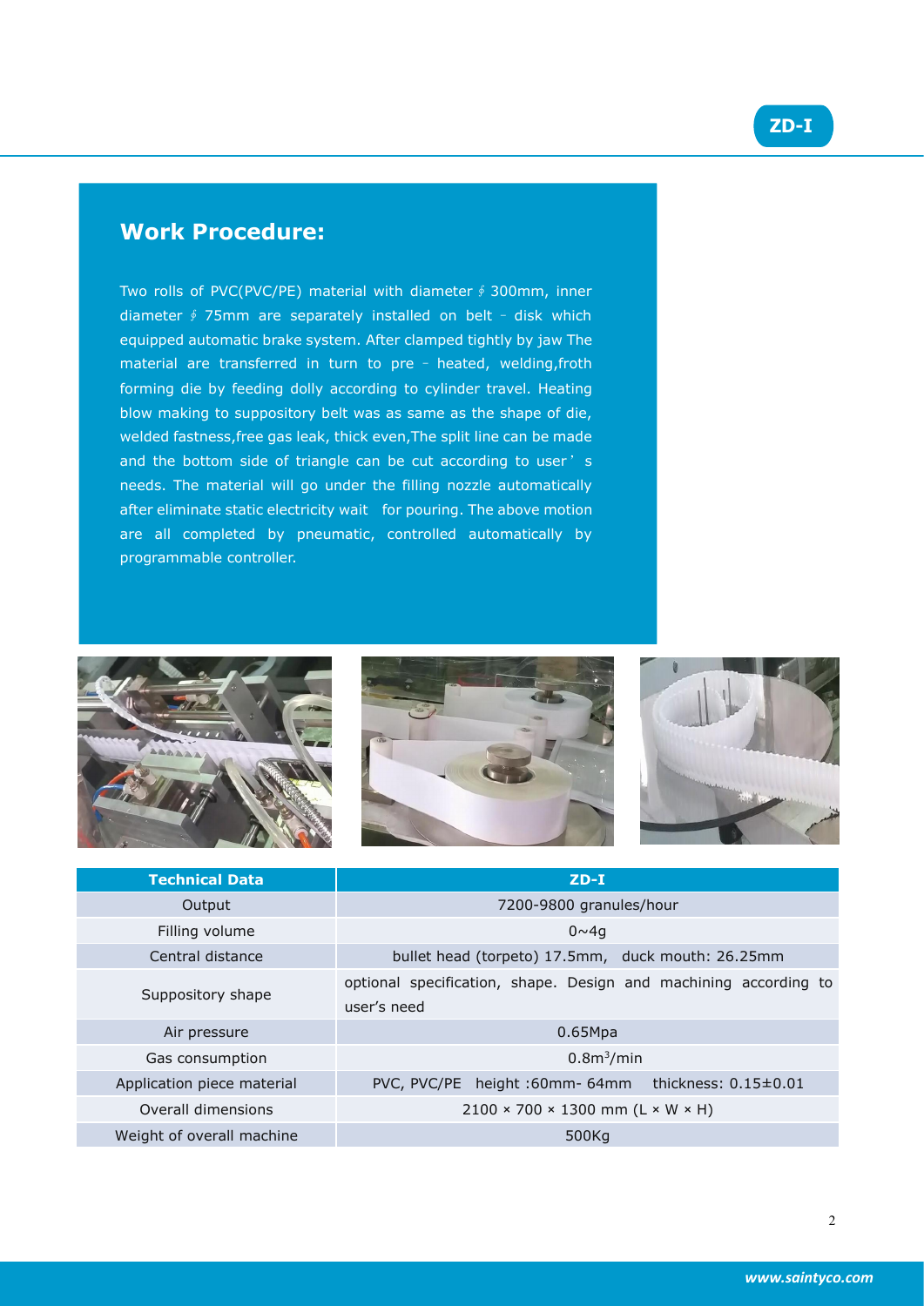ZD-I

## Work Procedure:

Two rolls of PVC(PVC/PE) material with diameter ∮ 300mm, inner diameter ∮ 75mm are separately installed on belt – disk which equipped automatic brake system. After clamped tightly by jaw The material are transferred in turn to pre – heated, welding,froth forming die by feeding dolly according to cylinder travel. Heating blow making to suppository belt was as same as the shape of die, welded fastness,free gas leak, thick even,The split line can be made and the bottom side of triangle can be cut according to user' s needs. The material will go under the filling nozzle automatically after eliminate static electricity wait for pouring. The above motion are all completed by pneumatic, controlled automatically by programmable controller.

| Technical Data | ZD-I |
|---|---|
| Output | 7200-9800 granules/hour |
| Filling volume | 0~4g |
| Central distance | bullet head (torpeto) 17.5mm, duck mouth: 26.25mm |
| Suppository shape | optional specification, shape. Design and machining according to user's need |
| Air pressure | 0.65Mpa |
| Gas consumption | 0.8m$^3$/min |
| Application piece material | PVC, PVC/PE height :60mm- 64mm thickness: 0.15±0.01 |
| Overall dimensions | 2100 × 700 × 1300 mm (L × W × H) |
| Weight of overall machine | 500Kg |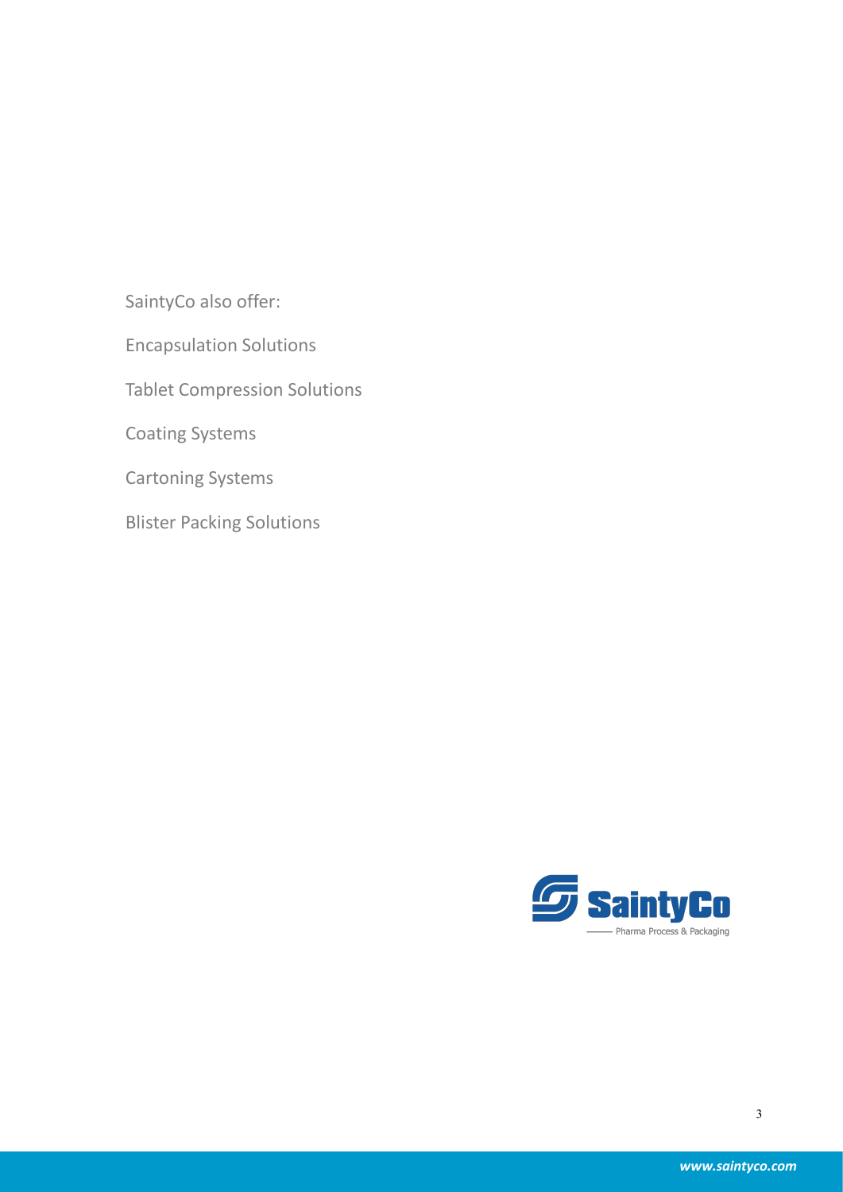SaintyCo also offer:

Encapsulation Solutions

Tablet Compression Solutions

Coating Systems

Cartoning Systems

Blister Packing Solutions

SaintyCo

Pharma Process & Packaging

www.saintyco.com